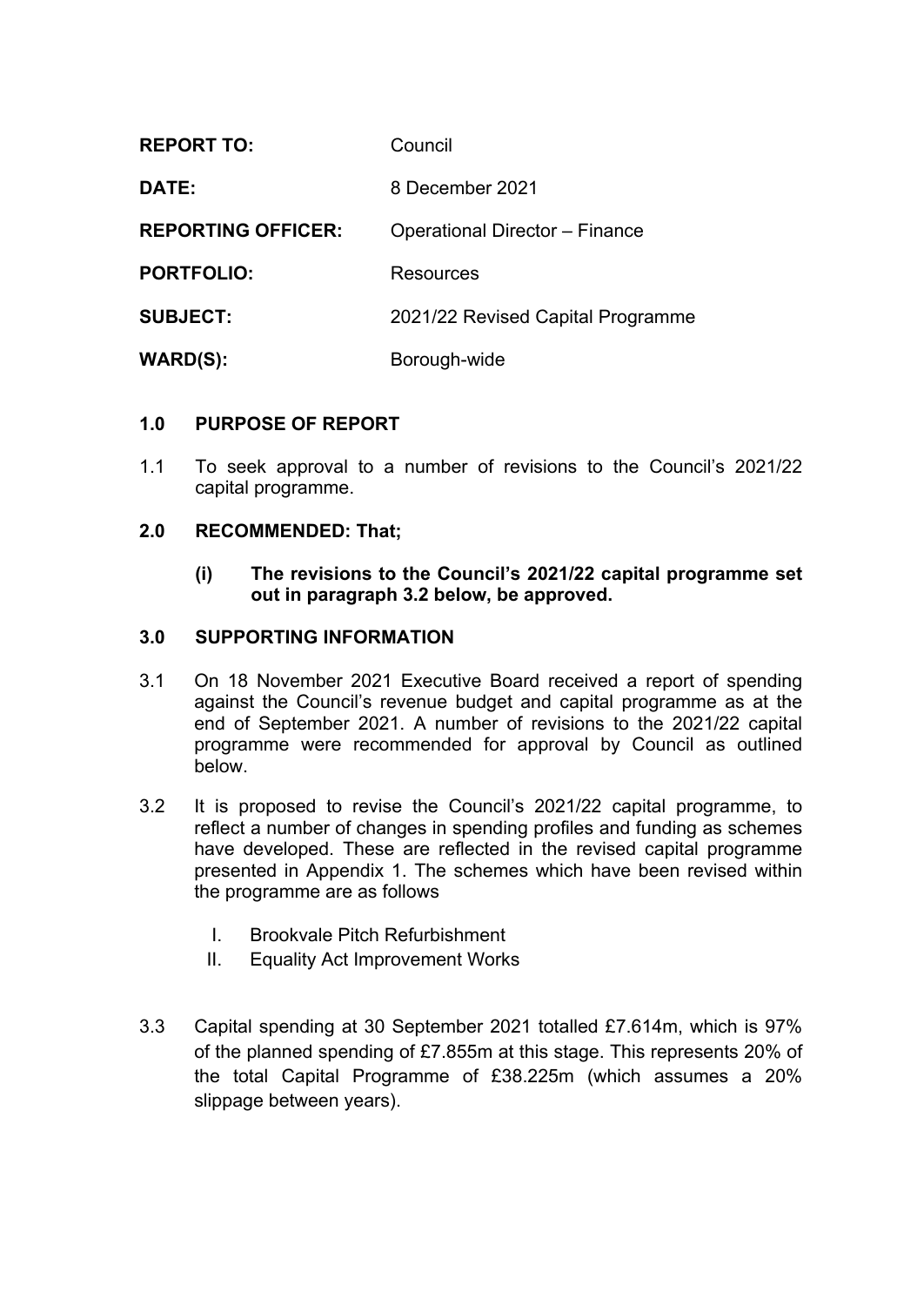| | |
|---|---|
| **REPORT TO:** | Council |
| **DATE:** | 8 December 2021 |
| **REPORTING OFFICER:** | Operational Director – Finance |
| **PORTFOLIO:** | Resources |
| **SUBJECT:** | 2021/22 Revised Capital Programme |
| **WARD(S):** | Borough-wide |

## 1.0 PURPOSE OF REPORT

1.1 To seek approval to a number of revisions to the Council's 2021/22 capital programme.

## 2.0 RECOMMENDED: That;

**(i) The revisions to the Council's 2021/22 capital programme set out in paragraph 3.2 below, be approved.**

## 3.0 SUPPORTING INFORMATION

3.1 On 18 November 2021 Executive Board received a report of spending against the Council's revenue budget and capital programme as at the end of September 2021. A number of revisions to the 2021/22 capital programme were recommended for approval by Council as outlined below.

3.2 It is proposed to revise the Council's 2021/22 capital programme, to reflect a number of changes in spending profiles and funding as schemes have developed. These are reflected in the revised capital programme presented in Appendix 1. The schemes which have been revised within the programme are as follows

I. Brookvale Pitch Refurbishment
II. Equality Act Improvement Works

3.3 Capital spending at 30 September 2021 totalled £7.614m, which is 97% of the planned spending of £7.855m at this stage. This represents 20% of the total Capital Programme of £38.225m (which assumes a 20% slippage between years).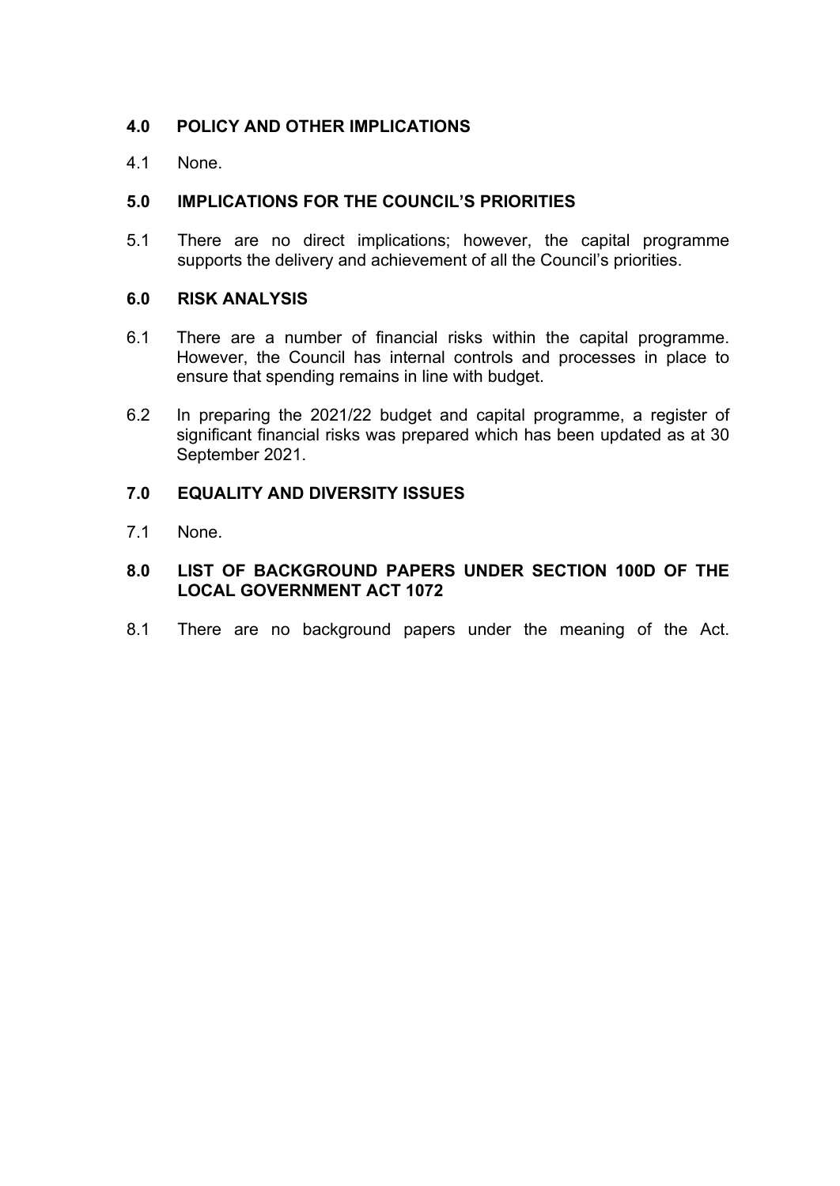## 4.0 POLICY AND OTHER IMPLICATIONS

4.1 None.

## 5.0 IMPLICATIONS FOR THE COUNCIL'S PRIORITIES

5.1 There are no direct implications; however, the capital programme supports the delivery and achievement of all the Council's priorities.

## 6.0 RISK ANALYSIS

6.1 There are a number of financial risks within the capital programme. However, the Council has internal controls and processes in place to ensure that spending remains in line with budget.

6.2 In preparing the 2021/22 budget and capital programme, a register of significant financial risks was prepared which has been updated as at 30 September 2021.

## 7.0 EQUALITY AND DIVERSITY ISSUES

7.1 None.

## 8.0 LIST OF BACKGROUND PAPERS UNDER SECTION 100D OF THE LOCAL GOVERNMENT ACT 1072

8.1 There are no background papers under the meaning of the Act.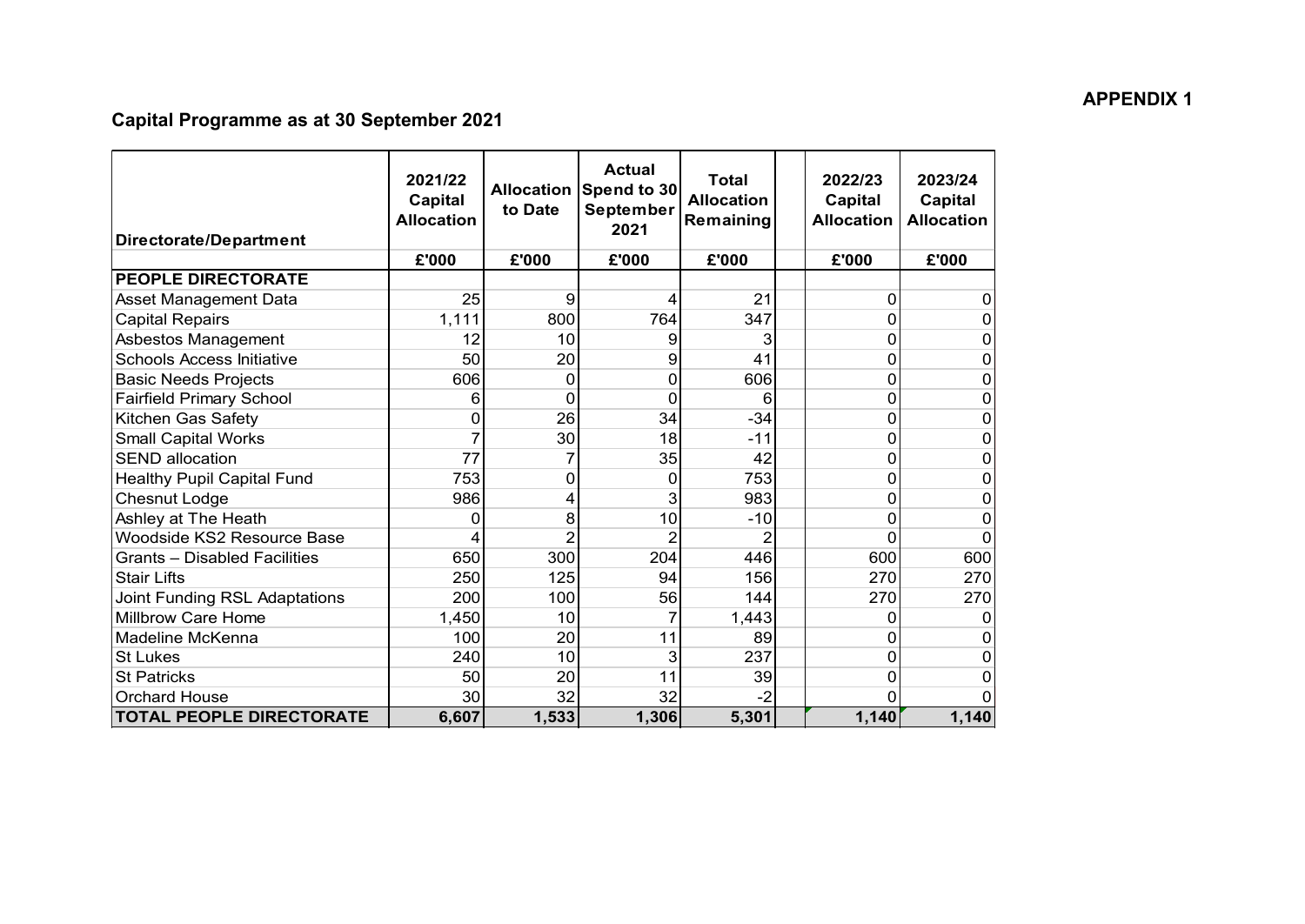**APPENDIX 1**

## Capital Programme as at 30 September 2021

| Directorate/Department | 2021/22 Capital Allocation | Allocation to Date | Actual Spend to 30 September 2021 | Total Allocation Remaining | | 2022/23 Capital Allocation | 2023/24 Capital Allocation |
|---|---|---|---|---|---|---|---|
| | £'000 | £'000 | £'000 | £'000 | | £'000 | £'000 |
| **PEOPLE DIRECTORATE** | | | | | | | |
| Asset Management Data | 25 | 9 | 4 | 21 | | 0 | 0 |
| Capital Repairs | 1,111 | 800 | 764 | 347 | | 0 | 0 |
| Asbestos Management | 12 | 10 | 9 | 3 | | 0 | 0 |
| Schools Access Initiative | 50 | 20 | 9 | 41 | | 0 | 0 |
| Basic Needs Projects | 606 | 0 | 0 | 606 | | 0 | 0 |
| Fairfield Primary School | 6 | 0 | 0 | 6 | | 0 | 0 |
| Kitchen Gas Safety | 0 | 26 | 34 | -34 | | 0 | 0 |
| Small Capital Works | 7 | 30 | 18 | -11 | | 0 | 0 |
| SEND allocation | 77 | 7 | 35 | 42 | | 0 | 0 |
| Healthy Pupil Capital Fund | 753 | 0 | 0 | 753 | | 0 | 0 |
| Chesnut Lodge | 986 | 4 | 3 | 983 | | 0 | 0 |
| Ashley at The Heath | 0 | 8 | 10 | -10 | | 0 | 0 |
| Woodside KS2 Resource Base | 4 | 2 | 2 | 2 | | 0 | 0 |
| Grants – Disabled Facilities | 650 | 300 | 204 | 446 | | 600 | 600 |
| Stair Lifts | 250 | 125 | 94 | 156 | | 270 | 270 |
| Joint Funding RSL Adaptations | 200 | 100 | 56 | 144 | | 270 | 270 |
| Millbrow Care Home | 1,450 | 10 | 7 | 1,443 | | 0 | 0 |
| Madeline McKenna | 100 | 20 | 11 | 89 | | 0 | 0 |
| St Lukes | 240 | 10 | 3 | 237 | | 0 | 0 |
| St Patricks | 50 | 20 | 11 | 39 | | 0 | 0 |
| Orchard House | 30 | 32 | 32 | -2 | | 0 | 0 |
| **TOTAL PEOPLE DIRECTORATE** | **6,607** | **1,533** | **1,306** | **5,301** | | **1,140** | **1,140** |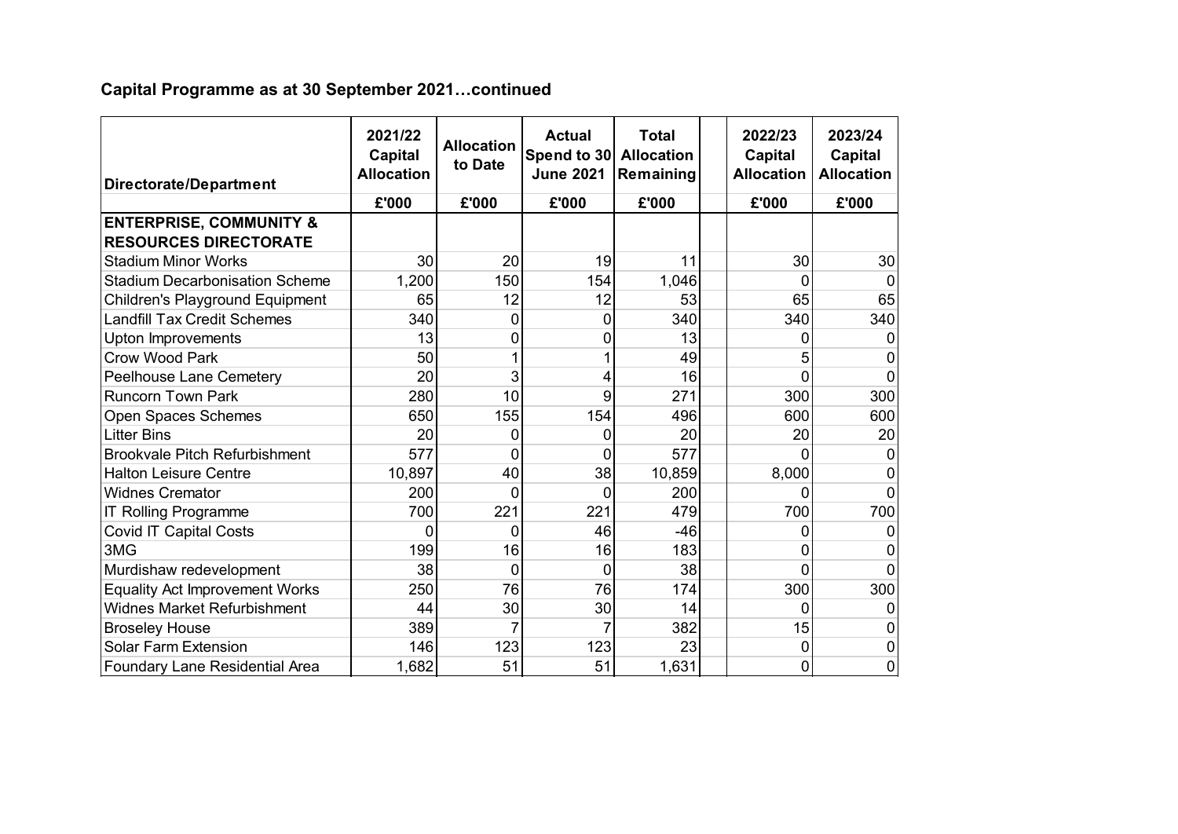## Capital Programme as at 30 September 2021…continued

| Directorate/Department | 2021/22 Capital Allocation | Allocation to Date | Actual Spend to 30 June 2021 | Total Allocation Remaining | | 2022/23 Capital Allocation | 2023/24 Capital Allocation |
|---|---|---|---|---|---|---|---|
| | £'000 | £'000 | £'000 | £'000 | | £'000 | £'000 |
| **ENTERPRISE, COMMUNITY & RESOURCES DIRECTORATE** | | | | | | | |
| Stadium Minor Works | 30 | 20 | 19 | 11 | | 30 | 30 |
| Stadium Decarbonisation Scheme | 1,200 | 150 | 154 | 1,046 | | 0 | 0 |
| Children's Playground Equipment | 65 | 12 | 12 | 53 | | 65 | 65 |
| Landfill Tax Credit Schemes | 340 | 0 | 0 | 340 | | 340 | 340 |
| Upton Improvements | 13 | 0 | 0 | 13 | | 0 | 0 |
| Crow Wood Park | 50 | 1 | 1 | 49 | | 5 | 0 |
| Peelhouse Lane Cemetery | 20 | 3 | 4 | 16 | | 0 | 0 |
| Runcorn Town Park | 280 | 10 | 9 | 271 | | 300 | 300 |
| Open Spaces Schemes | 650 | 155 | 154 | 496 | | 600 | 600 |
| Litter Bins | 20 | 0 | 0 | 20 | | 20 | 20 |
| Brookvale Pitch Refurbishment | 577 | 0 | 0 | 577 | | 0 | 0 |
| Halton Leisure Centre | 10,897 | 40 | 38 | 10,859 | | 8,000 | 0 |
| Widnes Cremator | 200 | 0 | 0 | 200 | | 0 | 0 |
| IT Rolling Programme | 700 | 221 | 221 | 479 | | 700 | 700 |
| Covid IT Capital Costs | 0 | 0 | 46 | -46 | | 0 | 0 |
| 3MG | 199 | 16 | 16 | 183 | | 0 | 0 |
| Murdishaw redevelopment | 38 | 0 | 0 | 38 | | 0 | 0 |
| Equality Act Improvement Works | 250 | 76 | 76 | 174 | | 300 | 300 |
| Widnes Market Refurbishment | 44 | 30 | 30 | 14 | | 0 | 0 |
| Broseley House | 389 | 7 | 7 | 382 | | 15 | 0 |
| Solar Farm Extension | 146 | 123 | 123 | 23 | | 0 | 0 |
| Foundary Lane Residential Area | 1,682 | 51 | 51 | 1,631 | | 0 | 0 |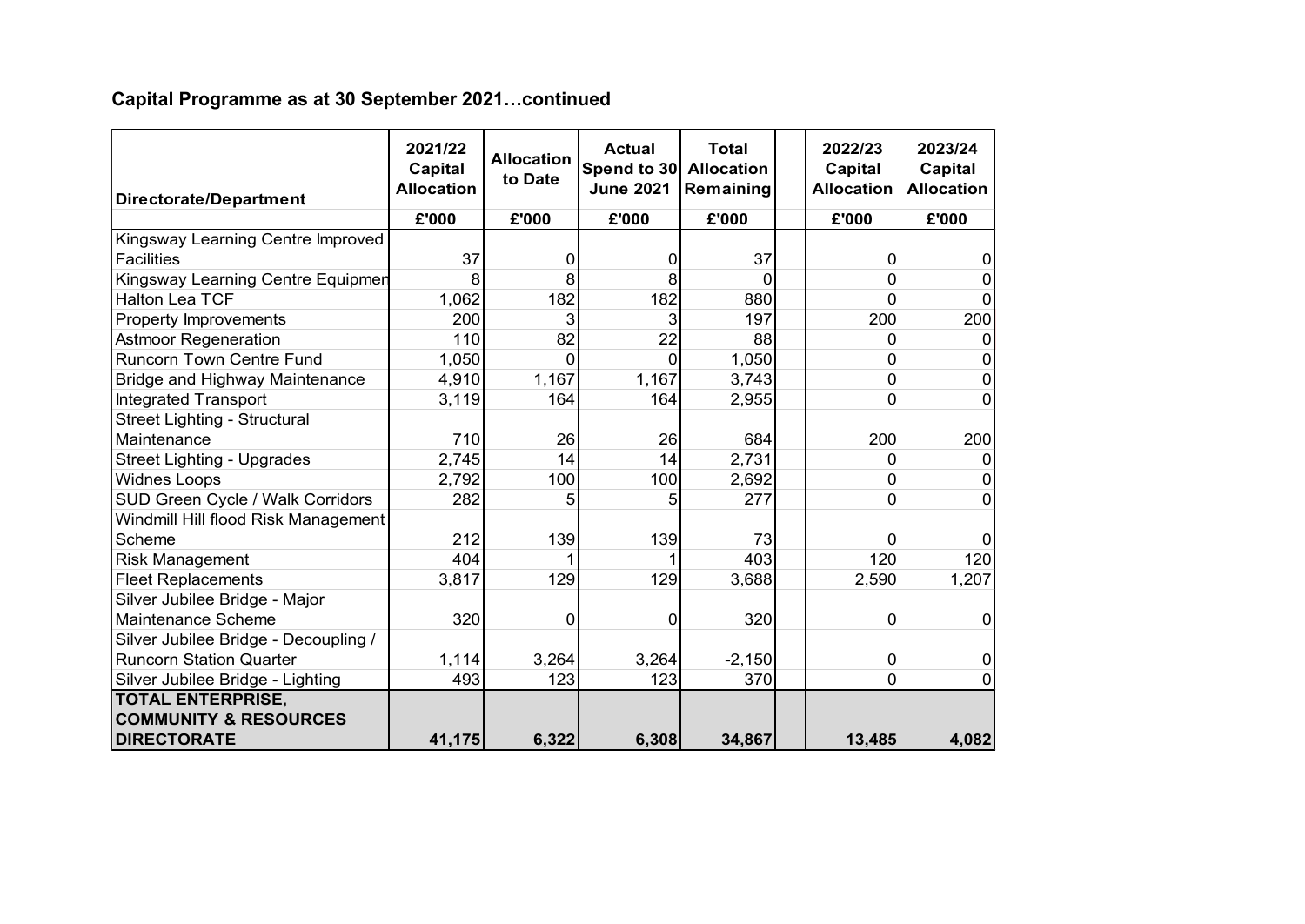## Capital Programme as at 30 September 2021…continued

| Directorate/Department | 2021/22 Capital Allocation | Allocation to Date | Actual Spend to 30 June 2021 | Total Allocation Remaining | | 2022/23 Capital Allocation | 2023/24 Capital Allocation |
|---|---|---|---|---|---|---|---|
| | £'000 | £'000 | £'000 | £'000 | | £'000 | £'000 |
| Kingsway Learning Centre Improved Facilities | 37 | 0 | 0 | 37 | | 0 | 0 |
| Kingsway Learning Centre Equipmen | 8 | 8 | 8 | 0 | | 0 | 0 |
| Halton Lea TCF | 1,062 | 182 | 182 | 880 | | 0 | 0 |
| Property Improvements | 200 | 3 | 3 | 197 | | 200 | 200 |
| Astmoor Regeneration | 110 | 82 | 22 | 88 | | 0 | 0 |
| Runcorn Town Centre Fund | 1,050 | 0 | 0 | 1,050 | | 0 | 0 |
| Bridge and Highway Maintenance | 4,910 | 1,167 | 1,167 | 3,743 | | 0 | 0 |
| Integrated Transport | 3,119 | 164 | 164 | 2,955 | | 0 | 0 |
| Street Lighting - Structural Maintenance | 710 | 26 | 26 | 684 | | 200 | 200 |
| Street Lighting - Upgrades | 2,745 | 14 | 14 | 2,731 | | 0 | 0 |
| Widnes Loops | 2,792 | 100 | 100 | 2,692 | | 0 | 0 |
| SUD Green Cycle / Walk Corridors | 282 | 5 | 5 | 277 | | 0 | 0 |
| Windmill Hill flood Risk Management Scheme | 212 | 139 | 139 | 73 | | 0 | 0 |
| Risk Management | 404 | 1 | 1 | 403 | | 120 | 120 |
| Fleet Replacements | 3,817 | 129 | 129 | 3,688 | | 2,590 | 1,207 |
| Silver Jubilee Bridge - Major Maintenance Scheme | 320 | 0 | 0 | 320 | | 0 | 0 |
| Silver Jubilee Bridge - Decoupling / Runcorn Station Quarter | 1,114 | 3,264 | 3,264 | -2,150 | | 0 | 0 |
| Silver Jubilee Bridge - Lighting | 493 | 123 | 123 | 370 | | 0 | 0 |
| **TOTAL ENTERPRISE, COMMUNITY & RESOURCES DIRECTORATE** | **41,175** | **6,322** | **6,308** | **34,867** | | **13,485** | **4,082** |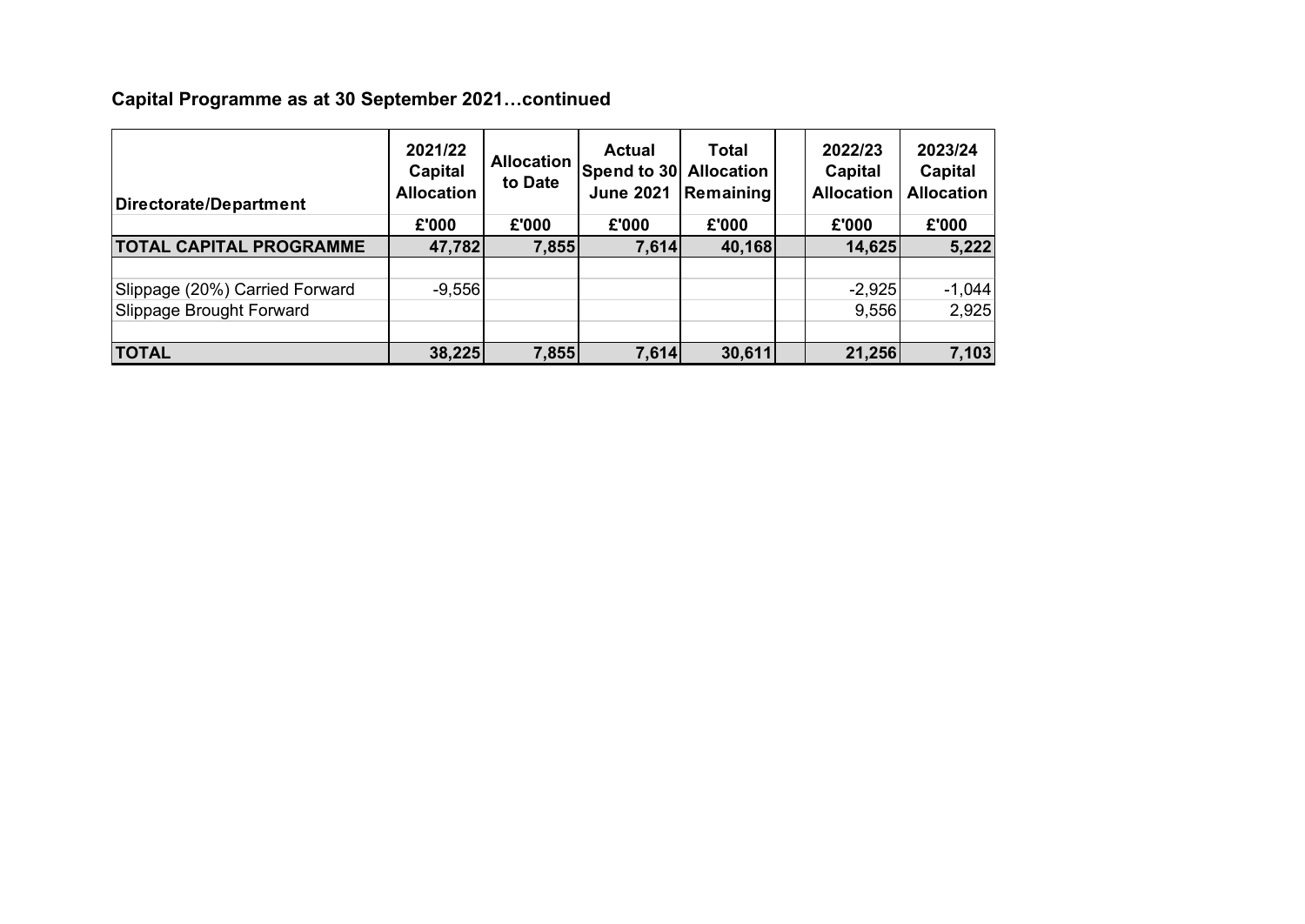## Capital Programme as at 30 September 2021…continued

| Directorate/Department | 2021/22 Capital Allocation | Allocation to Date | Actual Spend to 30 June 2021 | Total Allocation Remaining | | 2022/23 Capital Allocation | 2023/24 Capital Allocation |
|---|---|---|---|---|---|---|---|
| | £'000 | £'000 | £'000 | £'000 | | £'000 | £'000 |
| **TOTAL CAPITAL PROGRAMME** | **47,782** | **7,855** | **7,614** | **40,168** | | **14,625** | **5,222** |
| | | | | | | | |
| Slippage (20%) Carried Forward | -9,556 | | | | | -2,925 | -1,044 |
| Slippage Brought Forward | | | | | | 9,556 | 2,925 |
| | | | | | | | |
| **TOTAL** | **38,225** | **7,855** | **7,614** | **30,611** | | **21,256** | **7,103** |